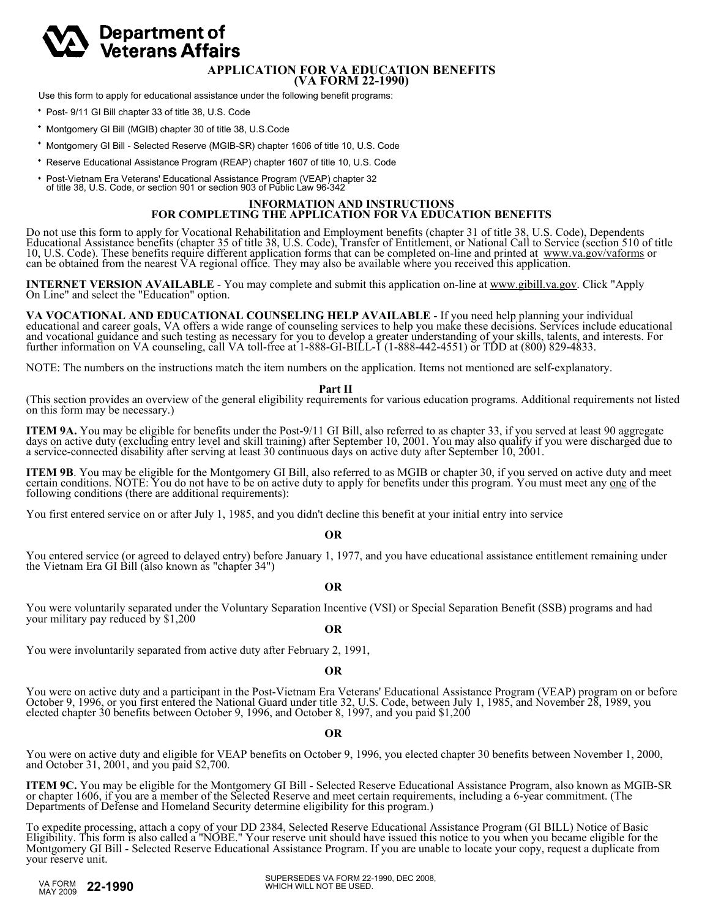**Department of Veterans Affairs**

# APPLICATION FOR VA EDUCATION BENEFITS (VA FORM 22-1990)

Use this form to apply for educational assistance under the following benefit programs:

- Post- 9/11 GI Bill chapter 33 of title 38, U.S. Code
- Montgomery GI Bill (MGIB) chapter 30 of title 38, U.S.Code
- Montgomery GI Bill - Selected Reserve (MGIB-SR) chapter 1606 of title 10, U.S. Code
- Reserve Educational Assistance Program (REAP) chapter 1607 of title 10, U.S. Code
- Post-Vietnam Era Veterans' Educational Assistance Program (VEAP) chapter 32 of title 38, U.S. Code, or section 901 or section 903 of Public Law 96-342

## INFORMATION AND INSTRUCTIONS FOR COMPLETING THE APPLICATION FOR VA EDUCATION BENEFITS

Do not use this form to apply for Vocational Rehabilitation and Employment benefits (chapter 31 of title 38, U.S. Code), Dependents Educational Assistance benefits (chapter 35 of title 38, U.S. Code), Transfer of Entitlement, or National Call to Service (section 510 of title 10, U.S. Code). These benefits require different application forms that can be completed on-line and printed at www.va.gov/vaforms or can be obtained from the nearest VA regional office. They may also be available where you received this application.

**INTERNET VERSION AVAILABLE** - You may complete and submit this application on-line at www.gibill.va.gov. Click "Apply On Line" and select the "Education" option.

**VA VOCATIONAL AND EDUCATIONAL COUNSELING HELP AVAILABLE** - If you need help planning your individual educational and career goals, VA offers a wide range of counseling services to help you make these decisions. Services include educational and vocational guidance and such testing as necessary for you to develop a greater understanding of your skills, talents, and interests. For further information on VA counseling, call VA toll-free at 1-888-GI-BILL-1 (1-888-442-4551) or TDD at (800) 829-4833.

NOTE: The numbers on the instructions match the item numbers on the application. Items not mentioned are self-explanatory.

### Part II

(This section provides an overview of the general eligibility requirements for various education programs. Additional requirements not listed on this form may be necessary.)

**ITEM 9A.** You may be eligible for benefits under the Post-9/11 GI Bill, also referred to as chapter 33, if you served at least 90 aggregate days on active duty (excluding entry level and skill training) after September 10, 2001. You may also qualify if you were discharged due to a service-connected disability after serving at least 30 continuous days on active duty after September 10, 2001.

**ITEM 9B**. You may be eligible for the Montgomery GI Bill, also referred to as MGIB or chapter 30, if you served on active duty and meet certain conditions. NOTE: You do not have to be on active duty to apply for benefits under this program. You must meet any one of the following conditions (there are additional requirements):

You first entered service on or after July 1, 1985, and you didn't decline this benefit at your initial entry into service

**OR**

You entered service (or agreed to delayed entry) before January 1, 1977, and you have educational assistance entitlement remaining under the Vietnam Era GI Bill (also known as "chapter 34")

**OR**

You were voluntarily separated under the Voluntary Separation Incentive (VSI) or Special Separation Benefit (SSB) programs and had your military pay reduced by $1,200

**OR**

You were involuntarily separated from active duty after February 2, 1991,

**OR**

You were on active duty and a participant in the Post-Vietnam Era Veterans' Educational Assistance Program (VEAP) program on or before October 9, 1996, or you first entered the National Guard under title 32, U.S. Code, between July 1, 1985, and November 28, 1989, you elected chapter 30 benefits between October 9, 1996, and October 8, 1997, and you paid $1,200

**OR**

You were on active duty and eligible for VEAP benefits on October 9, 1996, you elected chapter 30 benefits between November 1, 2000, and October 31, 2001, and you paid $2,700.

**ITEM 9C.** You may be eligible for the Montgomery GI Bill - Selected Reserve Educational Assistance Program, also known as MGIB-SR or chapter 1606, if you are a member of the Selected Reserve and meet certain requirements, including a 6-year commitment. (The Departments of Defense and Homeland Security determine eligibility for this program.)

To expedite processing, attach a copy of your DD 2384, Selected Reserve Educational Assistance Program (GI BILL) Notice of Basic Eligibility. This form is also called a "NOBE." Your reserve unit should have issued this notice to you when you became eligible for the Montgomery GI Bill - Selected Reserve Educational Assistance Program. If you are unable to locate your copy, request a duplicate from your reserve unit.

VA FORM MAY 2009 **22-1990** SUPERSEDES VA FORM 22-1990, DEC 2008, WHICH WILL NOT BE USED.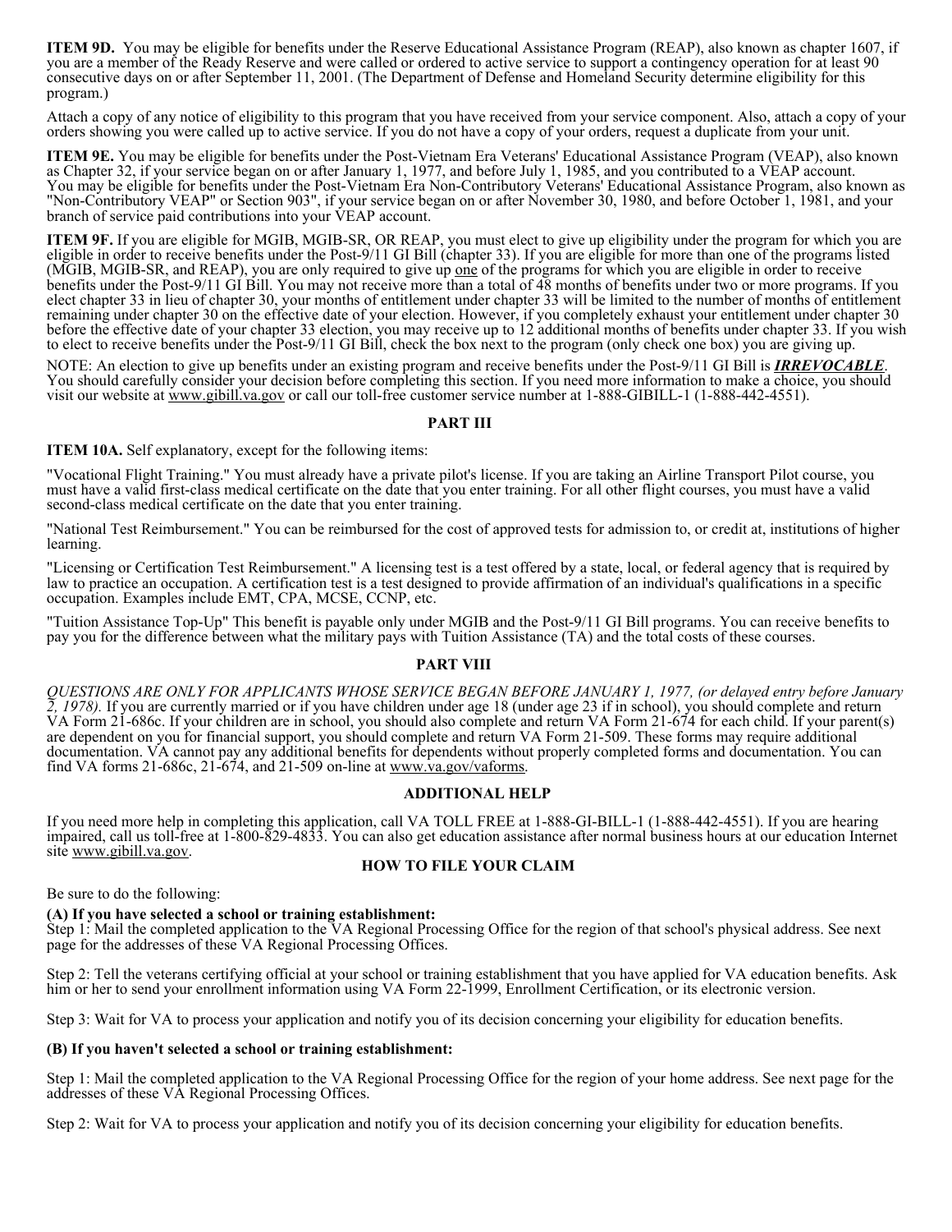**ITEM 9D.** You may be eligible for benefits under the Reserve Educational Assistance Program (REAP), also known as chapter 1607, if you are a member of the Ready Reserve and were called or ordered to active service to support a contingency operation for at least 90 consecutive days on or after September 11, 2001. (The Department of Defense and Homeland Security determine eligibility for this program.)

Attach a copy of any notice of eligibility to this program that you have received from your service component. Also, attach a copy of your orders showing you were called up to active service. If you do not have a copy of your orders, request a duplicate from your unit.

**ITEM 9E.** You may be eligible for benefits under the Post-Vietnam Era Veterans' Educational Assistance Program (VEAP), also known as Chapter 32, if your service began on or after January 1, 1977, and before July 1, 1985, and you contributed to a VEAP account. You may be eligible for benefits under the Post-Vietnam Era Non-Contributory Veterans' Educational Assistance Program, also known as "Non-Contributory VEAP" or Section 903", if your service began on or after November 30, 1980, and before October 1, 1981, and your branch of service paid contributions into your VEAP account.

**ITEM 9F.** If you are eligible for MGIB, MGIB-SR, OR REAP, you must elect to give up eligibility under the program for which you are eligible in order to receive benefits under the Post-9/11 GI Bill (chapter 33). If you are eligible for more than one of the programs listed (MGIB, MGIB-SR, and REAP), you are only required to give up one of the programs for which you are eligible in order to receive benefits under the Post-9/11 GI Bill. You may not receive more than a total of 48 months of benefits under two or more programs. If you elect chapter 33 in lieu of chapter 30, your months of entitlement under chapter 33 will be limited to the number of months of entitlement remaining under chapter 30 on the effective date of your election. However, if you completely exhaust your entitlement under chapter 30 before the effective date of your chapter 33 election, you may receive up to 12 additional months of benefits under chapter 33. If you wish to elect to receive benefits under the Post-9/11 GI Bill, check the box next to the program (only check one box) you are giving up.

NOTE: An election to give up benefits under an existing program and receive benefits under the Post-9/11 GI Bill is ***IRREVOCABLE***. You should carefully consider your decision before completing this section. If you need more information to make a choice, you should visit our website at www.gibill.va.gov or call our toll-free customer service number at 1-888-GIBILL-1 (1-888-442-4551).

## PART III

**ITEM 10A.** Self explanatory, except for the following items:

"Vocational Flight Training." You must already have a private pilot's license. If you are taking an Airline Transport Pilot course, you must have a valid first-class medical certificate on the date that you enter training. For all other flight courses, you must have a valid second-class medical certificate on the date that you enter training.

"National Test Reimbursement." You can be reimbursed for the cost of approved tests for admission to, or credit at, institutions of higher learning.

"Licensing or Certification Test Reimbursement." A licensing test is a test offered by a state, local, or federal agency that is required by law to practice an occupation. A certification test is a test designed to provide affirmation of an individual's qualifications in a specific occupation. Examples include EMT, CPA, MCSE, CCNP, etc.

"Tuition Assistance Top-Up" This benefit is payable only under MGIB and the Post-9/11 GI Bill programs. You can receive benefits to pay you for the difference between what the military pays with Tuition Assistance (TA) and the total costs of these courses.

## PART VIII

*QUESTIONS ARE ONLY FOR APPLICANTS WHOSE SERVICE BEGAN BEFORE JANUARY 1, 1977, (or delayed entry before January 2, 1978).* If you are currently married or if you have children under age 18 (under age 23 if in school), you should complete and return VA Form 21-686c. If your children are in school, you should also complete and return VA Form 21-674 for each child. If your parent(s) are dependent on you for financial support, you should complete and return VA Form 21-509. These forms may require additional documentation. VA cannot pay any additional benefits for dependents without properly completed forms and documentation. You can find VA forms 21-686c, 21-674, and 21-509 on-line at www.va.gov/vaforms.

## ADDITIONAL HELP

If you need more help in completing this application, call VA TOLL FREE at 1-888-GI-BILL-1 (1-888-442-4551). If you are hearing impaired, call us toll-free at 1-800-829-4833. You can also get education assistance after normal business hours at our education Internet site www.gibill.va.gov.

## HOW TO FILE YOUR CLAIM

Be sure to do the following:

**(A) If you have selected a school or training establishment:**

Step 1: Mail the completed application to the VA Regional Processing Office for the region of that school's physical address. See next page for the addresses of these VA Regional Processing Offices.

Step 2: Tell the veterans certifying official at your school or training establishment that you have applied for VA education benefits. Ask him or her to send your enrollment information using VA Form 22-1999, Enrollment Certification, or its electronic version.

Step 3: Wait for VA to process your application and notify you of its decision concerning your eligibility for education benefits.

**(B) If you haven't selected a school or training establishment:**

Step 1: Mail the completed application to the VA Regional Processing Office for the region of your home address. See next page for the addresses of these VA Regional Processing Offices.

Step 2: Wait for VA to process your application and notify you of its decision concerning your eligibility for education benefits.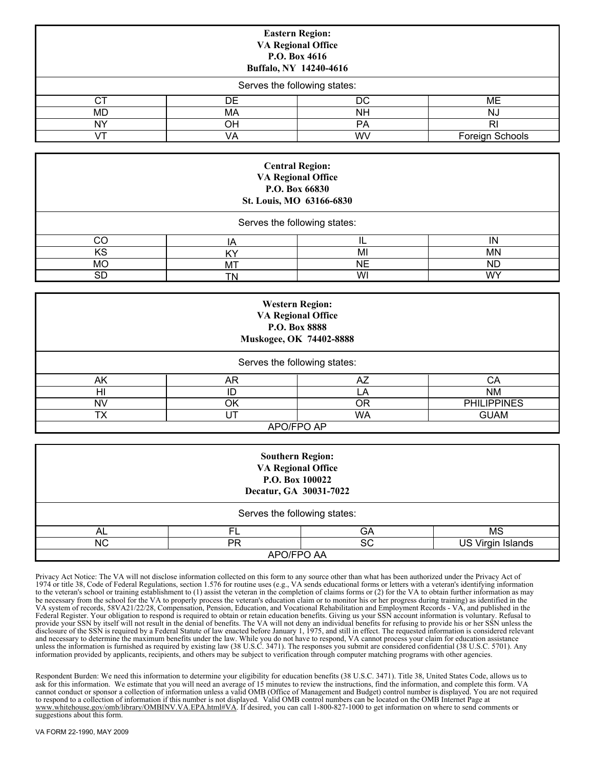| **Eastern Region:**<br>**VA Regional Office**<br>**P.O. Box 4616**<br>**Buffalo, NY 14240-4616** | | | |
|---|---|---|---|
| Serves the following states: | | | |
| CT | DE | DC | ME |
| MD | MA | NH | NJ |
| NY | OH | PA | RI |
| VT | VA | WV | Foreign Schools |

| **Central Region:**<br>**VA Regional Office**<br>**P.O. Box 66830**<br>**St. Louis, MO 63166-6830** | | | |
|---|---|---|---|
| Serves the following states: | | | |
| CO | IA | IL | IN |
| KS | KY | MI | MN |
| MO | MT | NE | ND |
| SD | TN | WI | WY |

| **Western Region:**<br>**VA Regional Office**<br>**P.O. Box 8888**<br>**Muskogee, OK 74402-8888** | | | |
|---|---|---|---|
| Serves the following states: | | | |
| AK | AR | AZ | CA |
| HI | ID | LA | NM |
| NV | OK | OR | PHILIPPINES |
| TX | UT | WA | GUAM |
| APO/FPO AP | | | |

| **Southern Region:**<br>**VA Regional Office**<br>**P.O. Box 100022**<br>**Decatur, GA 30031-7022** | | | |
|---|---|---|---|
| Serves the following states: | | | |
| AL | FL | GA | MS |
| NC | PR | SC | US Virgin Islands |
| APO/FPO AA | | | |

Privacy Act Notice: The VA will not disclose information collected on this form to any source other than what has been authorized under the Privacy Act of 1974 or title 38, Code of Federal Regulations, section 1.576 for routine uses (e.g., VA sends educational forms or letters with a veteran's identifying information to the veteran's school or training establishment to (1) assist the veteran in the completion of claims forms or (2) for the VA to obtain further information as may be necessary from the school for the VA to properly process the veteran's education claim or to monitor his or her progress during training) as identified in the VA system of records, 58VA21/22/28, Compensation, Pension, Education, and Vocational Rehabilitation and Employment Records - VA, and published in the Federal Register. Your obligation to respond is required to obtain or retain education benefits. Giving us your SSN account information is voluntary. Refusal to provide your SSN by itself will not result in the denial of benefits. The VA will not deny an individual benefits for refusing to provide his or her SSN unless the disclosure of the SSN is required by a Federal Statute of law enacted before January 1, 1975, and still in effect. The requested information is considered relevant and necessary to determine the maximum benefits under the law. While you do not have to respond, VA cannot process your claim for education assistance unless the information is furnished as required by existing law (38 U.S.C. 3471). The responses you submit are considered confidential (38 U.S.C. 5701). Any information provided by applicants, recipients, and others may be subject to verification through computer matching programs with other agencies.

Respondent Burden: We need this information to determine your eligibility for education benefits (38 U.S.C. 3471). Title 38, United States Code, allows us to ask for this information. We estimate that you will need an average of 15 minutes to review the instructions, find the information, and complete this form. VA cannot conduct or sponsor a collection of information unless a valid OMB (Office of Management and Budget) control number is displayed. You are not required to respond to a collection of information if this number is not displayed. Valid OMB control numbers can be located on the OMB Internet Page at www.whitehouse.gov/omb/library/OMBINV.VA.EPA.html#VA. If desired, you can call 1-800-827-1000 to get information on where to send comments or suggestions about this form.

VA FORM 22-1990, MAY 2009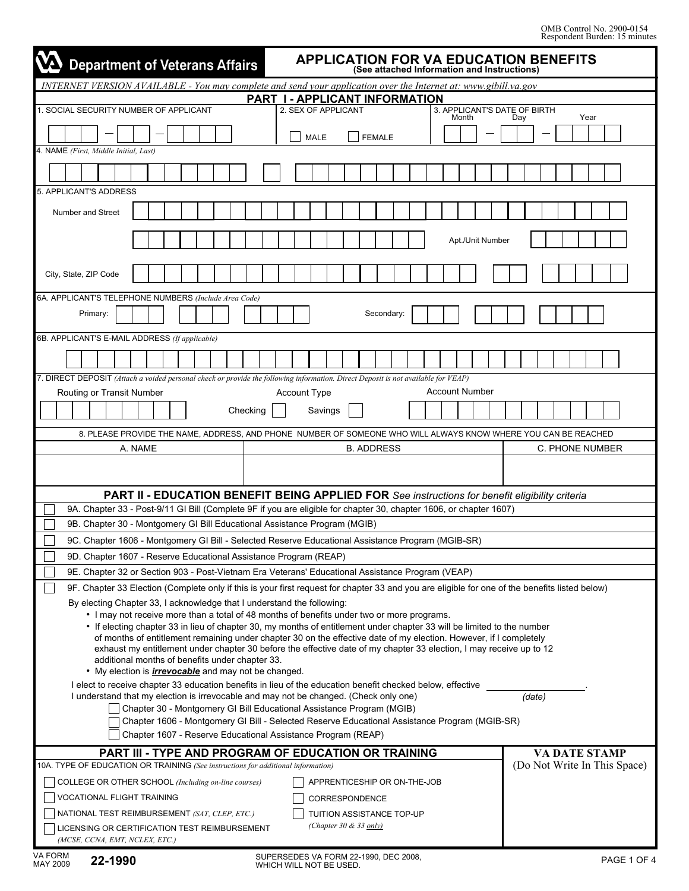OMB Control No. 2900-0154
Respondent Burden: 15 minutes

# Department of Veterans Affairs

## APPLICATION FOR VA EDUCATION BENEFITS

**(See attached Information and Instructions)**

*INTERNET VERSION AVAILABLE - You may complete and send your application over the Internet at: www.gibill.va.gov*

## PART I - APPLICANT INFORMATION

1. SOCIAL SECURITY NUMBER OF APPLICANT

2. SEX OF APPLICANT
☐ MALE ☐ FEMALE

3. APPLICANT'S DATE OF BIRTH (Month — Day — Year)

4. NAME *(First, Middle Initial, Last)*

5. APPLICANT'S ADDRESS

Number and Street

Apt./Unit Number

City, State, ZIP Code

6A. APPLICANT'S TELEPHONE NUMBERS *(Include Area Code)*

Primary:

Secondary:

6B. APPLICANT'S E-MAIL ADDRESS *(If applicable)*

7. DIRECT DEPOSIT *(Attach a voided personal check or provide the following information. Direct Deposit is not available for VEAP)*

Routing or Transit Number

Account Type: Checking ☐ Savings ☐

Account Number

8. PLEASE PROVIDE THE NAME, ADDRESS, AND PHONE NUMBER OF SOMEONE WHO WILL ALWAYS KNOW WHERE YOU CAN BE REACHED

| A. NAME | B. ADDRESS | C. PHONE NUMBER |
| --- | --- | --- |
| | | |

## PART II - EDUCATION BENEFIT BEING APPLIED FOR *See instructions for benefit eligibility criteria*

☐ 9A. Chapter 33 - Post-9/11 GI Bill (Complete 9F if you are eligible for chapter 30, chapter 1606, or chapter 1607)

☐ 9B. Chapter 30 - Montgomery GI Bill Educational Assistance Program (MGIB)

☐ 9C. Chapter 1606 - Montgomery GI Bill - Selected Reserve Educational Assistance Program (MGIB-SR)

☐ 9D. Chapter 1607 - Reserve Educational Assistance Program (REAP)

☐ 9E. Chapter 32 or Section 903 - Post-Vietnam Era Veterans' Educational Assistance Program (VEAP)

☐ 9F. Chapter 33 Election (Complete only if this is your first request for chapter 33 and you are eligible for one of the benefits listed below)

By electing Chapter 33, I acknowledge that I understand the following:

- I may not receive more than a total of 48 months of benefits under two or more programs.
- If electing chapter 33 in lieu of chapter 30, my months of entitlement under chapter 33 will be limited to the number of months of entitlement remaining under chapter 30 on the effective date of my election. However, if I completely exhaust my entitlement under chapter 30 before the effective date of my chapter 33 election, I may receive up to 12 additional months of benefits under chapter 33.
- My election is ***irrevocable*** and may not be changed.

I elect to receive chapter 33 education benefits in lieu of the education benefit checked below, effective ____________ *(date)*.
I understand that my election is irrevocable and may not be changed. (Check only one)

☐ Chapter 30 - Montgomery GI Bill Educational Assistance Program (MGIB)
☐ Chapter 1606 - Montgomery GI Bill - Selected Reserve Educational Assistance Program (MGIB-SR)
☐ Chapter 1607 - Reserve Educational Assistance Program (REAP)

## PART III - TYPE AND PROGRAM OF EDUCATION OR TRAINING

10A. TYPE OF EDUCATION OR TRAINING *(See instructions for additional information)*

☐ COLLEGE OR OTHER SCHOOL *(Including on-line courses)*
☐ VOCATIONAL FLIGHT TRAINING
☐ NATIONAL TEST REIMBURSEMENT *(SAT, CLEP, ETC.)*
☐ LICENSING OR CERTIFICATION TEST REIMBURSEMENT *(MCSE, CCNA, EMT, NCLEX, ETC.)*
☐ APPRENTICESHIP OR ON-THE-JOB
☐ CORRESPONDENCE
☐ TUITION ASSISTANCE TOP-UP *(Chapter 30 & 33 only)*

**VA DATE STAMP**
(Do Not Write In This Space)

VA FORM MAY 2009 **22-1990** SUPERSEDES VA FORM 22-1990, DEC 2008, WHICH WILL NOT BE USED.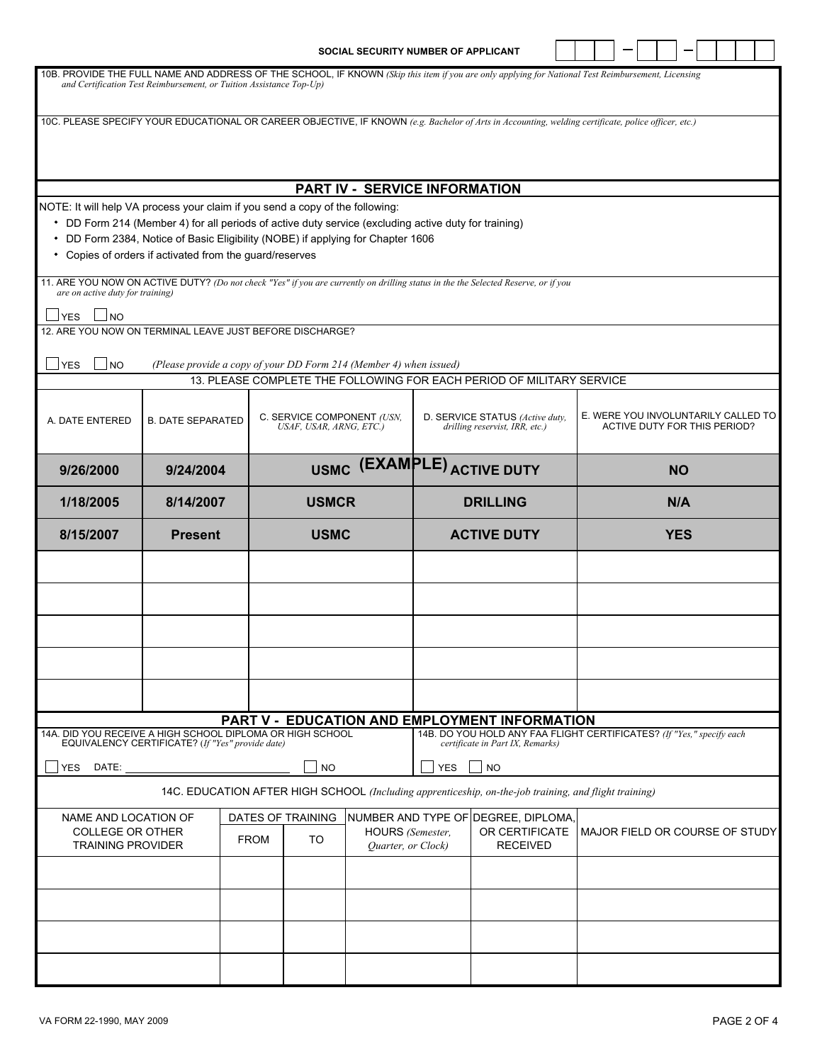SOCIAL SECURITY NUMBER OF APPLICANT [ ][ ][ ] – [ ][ ] – [ ][ ][ ][ ]

10B. PROVIDE THE FULL NAME AND ADDRESS OF THE SCHOOL, IF KNOWN *(Skip this item if you are only applying for National Test Reimbursement, Licensing and Certification Test Reimbursement, or Tuition Assistance Top-Up)*

10C. PLEASE SPECIFY YOUR EDUCATIONAL OR CAREER OBJECTIVE, IF KNOWN *(e.g. Bachelor of Arts in Accounting, welding certificate, police officer, etc.)*

## PART IV - SERVICE INFORMATION

NOTE: It will help VA process your claim if you send a copy of the following:

- DD Form 214 (Member 4) for all periods of active duty service (excluding active duty for training)
- DD Form 2384, Notice of Basic Eligibility (NOBE) if applying for Chapter 1606
- Copies of orders if activated from the guard/reserves

11. ARE YOU NOW ON ACTIVE DUTY? *(Do not check "Yes" if you are currently on drilling status in the the Selected Reserve, or if you are on active duty for training)*

☐ YES ☐ NO

12. ARE YOU NOW ON TERMINAL LEAVE JUST BEFORE DISCHARGE?

☐ YES ☐ NO *(Please provide a copy of your DD Form 214 (Member 4) when issued)*

13. PLEASE COMPLETE THE FOLLOWING FOR EACH PERIOD OF MILITARY SERVICE

| A. DATE ENTERED | B. DATE SEPARATED | C. SERVICE COMPONENT *(USN, USAF, USAR, ARNG, ETC.)* | D. SERVICE STATUS *(Active duty, drilling reservist, IRR, etc.)* | E. WERE YOU INVOLUNTARILY CALLED TO ACTIVE DUTY FOR THIS PERIOD? |
|---|---|---|---|---|
| **9/26/2000** | **9/24/2004** | **USMC (EXAMPLE)** | **ACTIVE DUTY** | **NO** |
| **1/18/2005** | **8/14/2007** | **USMCR** | **DRILLING** | **N/A** |
| **8/15/2007** | **Present** | **USMC** | **ACTIVE DUTY** | **YES** |
| | | | | |
| | | | | |
| | | | | |
| | | | | |
| | | | | |

## PART V - EDUCATION AND EMPLOYMENT INFORMATION

14A. DID YOU RECEIVE A HIGH SCHOOL DIPLOMA OR HIGH SCHOOL EQUIVALENCY CERTIFICATE? *(If "Yes" provide date)*

☐ YES DATE: ____________ ☐ NO

14B. DO YOU HOLD ANY FAA FLIGHT CERTIFICATES? *(If "Yes," specify each certificate in Part IX, Remarks)*

☐ YES ☐ NO

14C. EDUCATION AFTER HIGH SCHOOL *(Including apprenticeship, on-the-job training, and flight training)*

| NAME AND LOCATION OF COLLEGE OR OTHER TRAINING PROVIDER | DATES OF TRAINING | | NUMBER AND TYPE OF HOURS *(Semester, Quarter, or Clock)* | DEGREE, DIPLOMA, OR CERTIFICATE RECEIVED | MAJOR FIELD OR COURSE OF STUDY |
|---|---|---|---|---|---|
| | FROM | TO | | | |
| | | | | | |
| | | | | | |
| | | | | | |
| | | | | | |

VA FORM 22-1990, MAY 2009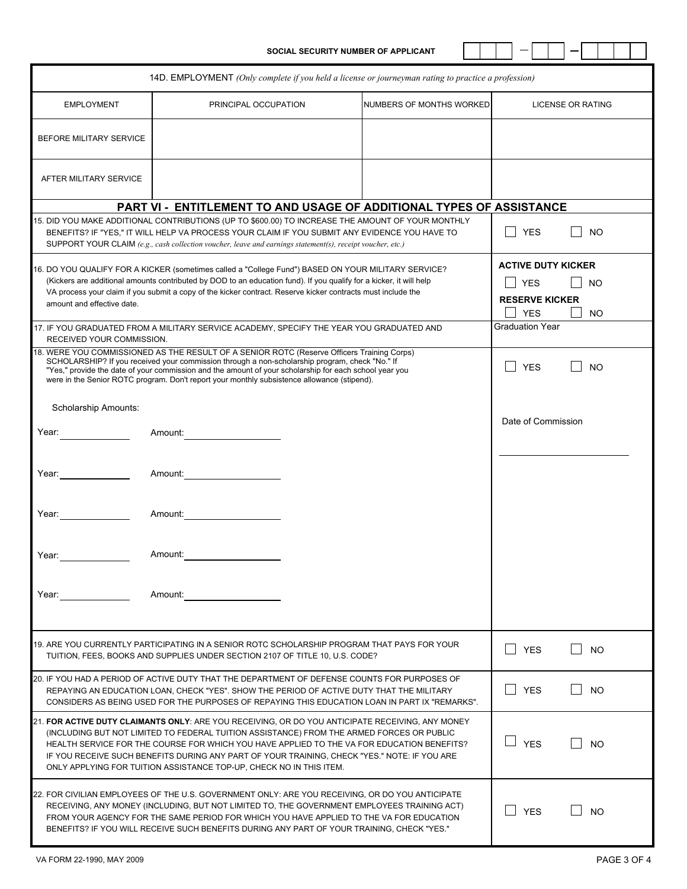SOCIAL SECURITY NUMBER OF APPLICANT ☐☐☐ – ☐☐ – ☐☐☐☐

14D. EMPLOYMENT *(Only complete if you held a license or journeyman rating to practice a profession)*

| EMPLOYMENT | PRINCIPAL OCCUPATION | NUMBERS OF MONTHS WORKED | LICENSE OR RATING |
|---|---|---|---|
| BEFORE MILITARY SERVICE | | | |
| AFTER MILITARY SERVICE | | | |

## PART VI - ENTITLEMENT TO AND USAGE OF ADDITIONAL TYPES OF ASSISTANCE

15. DID YOU MAKE ADDITIONAL CONTRIBUTIONS (UP TO $600.00) TO INCREASE THE AMOUNT OF YOUR MONTHLY BENEFITS? IF "YES," IT WILL HELP VA PROCESS YOUR CLAIM IF YOU SUBMIT ANY EVIDENCE YOU HAVE TO SUPPORT YOUR CLAIM *(e.g., cash collection voucher, leave and earnings statement(s), receipt voucher, etc.)*

☐ YES ☐ NO

16. DO YOU QUALIFY FOR A KICKER (sometimes called a "College Fund") BASED ON YOUR MILITARY SERVICE? (Kickers are additional amounts contributed by DOD to an education fund). If you qualify for a kicker, it will help VA process your claim if you submit a copy of the kicker contract. Reserve kicker contracts must include the amount and effective date.

**ACTIVE DUTY KICKER** ☐ YES ☐ NO

**RESERVE KICKER** ☐ YES ☐ NO

17. IF YOU GRADUATED FROM A MILITARY SERVICE ACADEMY, SPECIFY THE YEAR YOU GRADUATED AND RECEIVED YOUR COMMISSION.

Graduation Year

18. WERE YOU COMMISSIONED AS THE RESULT OF A SENIOR ROTC (Reserve Officers Training Corps) SCHOLARSHIP? If you received your commission through a non-scholarship program, check "No." If "Yes," provide the date of your commission and the amount of your scholarship for each school year you were in the Senior ROTC program. Don't report your monthly subsistence allowance (stipend).

☐ YES ☐ NO

Scholarship Amounts:

Year: ____________ Amount: ________________

Year: ____________ Amount: ________________

Year: ____________ Amount: ________________

Year: ____________ Amount: ________________

Year: ____________ Amount: ________________

Date of Commission

____________________

19. ARE YOU CURRENTLY PARTICIPATING IN A SENIOR ROTC SCHOLARSHIP PROGRAM THAT PAYS FOR YOUR TUITION, FEES, BOOKS AND SUPPLIES UNDER SECTION 2107 OF TITLE 10, U.S. CODE?

☐ YES ☐ NO

20. IF YOU HAD A PERIOD OF ACTIVE DUTY THAT THE DEPARTMENT OF DEFENSE COUNTS FOR PURPOSES OF REPAYING AN EDUCATION LOAN, CHECK "YES". SHOW THE PERIOD OF ACTIVE DUTY THAT THE MILITARY CONSIDERS AS BEING USED FOR THE PURPOSES OF REPAYING THIS EDUCATION LOAN IN PART IX "REMARKS".

☐ YES ☐ NO

21. **FOR ACTIVE DUTY CLAIMANTS ONLY**: ARE YOU RECEIVING, OR DO YOU ANTICIPATE RECEIVING, ANY MONEY (INCLUDING BUT NOT LIMITED TO FEDERAL TUITION ASSISTANCE) FROM THE ARMED FORCES OR PUBLIC HEALTH SERVICE FOR THE COURSE FOR WHICH YOU HAVE APPLIED TO THE VA FOR EDUCATION BENEFITS? IF YOU RECEIVE SUCH BENEFITS DURING ANY PART OF YOUR TRAINING, CHECK "YES." NOTE: IF YOU ARE ONLY APPLYING FOR TUITION ASSISTANCE TOP-UP, CHECK NO IN THIS ITEM.

☐ YES ☐ NO

22. FOR CIVILIAN EMPLOYEES OF THE U.S. GOVERNMENT ONLY: ARE YOU RECEIVING, OR DO YOU ANTICIPATE RECEIVING, ANY MONEY (INCLUDING, BUT NOT LIMITED TO, THE GOVERNMENT EMPLOYEES TRAINING ACT) FROM YOUR AGENCY FOR THE SAME PERIOD FOR WHICH YOU HAVE APPLIED TO THE VA FOR EDUCATION BENEFITS? IF YOU WILL RECEIVE SUCH BENEFITS DURING ANY PART OF YOUR TRAINING, CHECK "YES."

☐ YES ☐ NO

VA FORM 22-1990, MAY 2009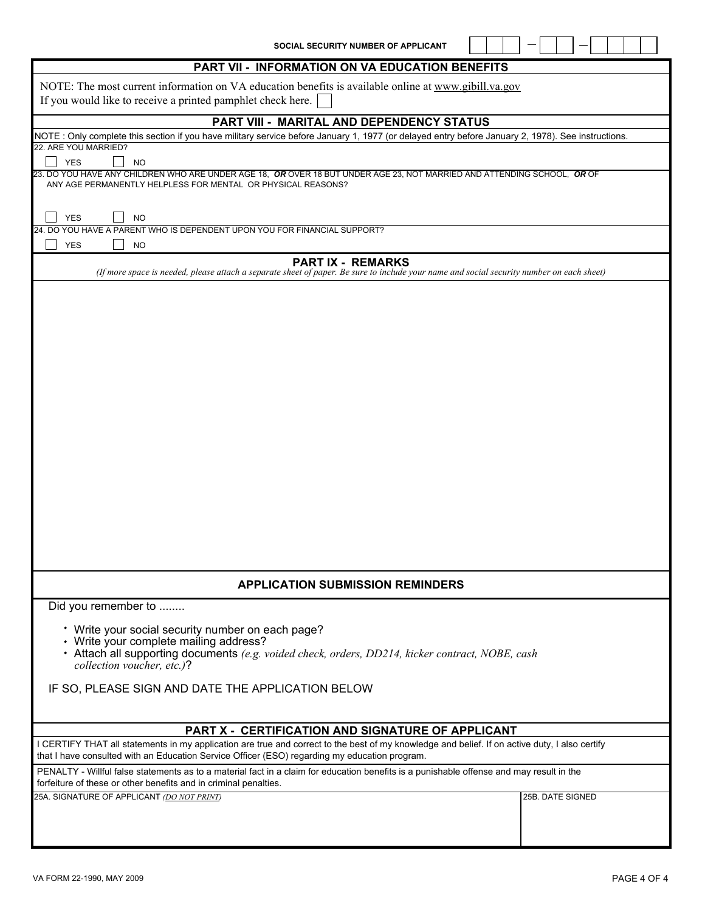SOCIAL SECURITY NUMBER OF APPLICANT ☐☐☐ — ☐☐ — ☐☐☐☐

## PART VII - INFORMATION ON VA EDUCATION BENEFITS

NOTE: The most current information on VA education benefits is available online at www.gibill.va.gov
If you would like to receive a printed pamphlet check here. ☐

## PART VIII - MARITAL AND DEPENDENCY STATUS

NOTE : Only complete this section if you have military service before January 1, 1977 (or delayed entry before January 2, 1978). See instructions.

22. ARE YOU MARRIED?

☐ YES ☐ NO

23. DO YOU HAVE ANY CHILDREN WHO ARE UNDER AGE 18, ***OR*** OVER 18 BUT UNDER AGE 23, NOT MARRIED AND ATTENDING SCHOOL, ***OR*** OF ANY AGE PERMANENTLY HELPLESS FOR MENTAL OR PHYSICAL REASONS?

☐ YES ☐ NO

24. DO YOU HAVE A PARENT WHO IS DEPENDENT UPON YOU FOR FINANCIAL SUPPORT?

☐ YES ☐ NO

## PART IX - REMARKS

*(If more space is needed, please attach a separate sheet of paper. Be sure to include your name and social security number on each sheet)*

## APPLICATION SUBMISSION REMINDERS

Did you remember to ........

- Write your social security number on each page?
- Write your complete mailing address?
- Attach all supporting documents *(e.g. voided check, orders, DD214, kicker contract, NOBE, cash collection voucher, etc.)*?

IF SO, PLEASE SIGN AND DATE THE APPLICATION BELOW

## PART X - CERTIFICATION AND SIGNATURE OF APPLICANT

I CERTIFY THAT all statements in my application are true and correct to the best of my knowledge and belief. If on active duty, I also certify that I have consulted with an Education Service Officer (ESO) regarding my education program.

PENALTY - Willful false statements as to a material fact in a claim for education benefits is a punishable offense and may result in the forfeiture of these or other benefits and in criminal penalties.

| 25A. SIGNATURE OF APPLICANT *(DO NOT PRINT)* | 25B. DATE SIGNED |
|---|---|
| | |

VA FORM 22-1990, MAY 2009